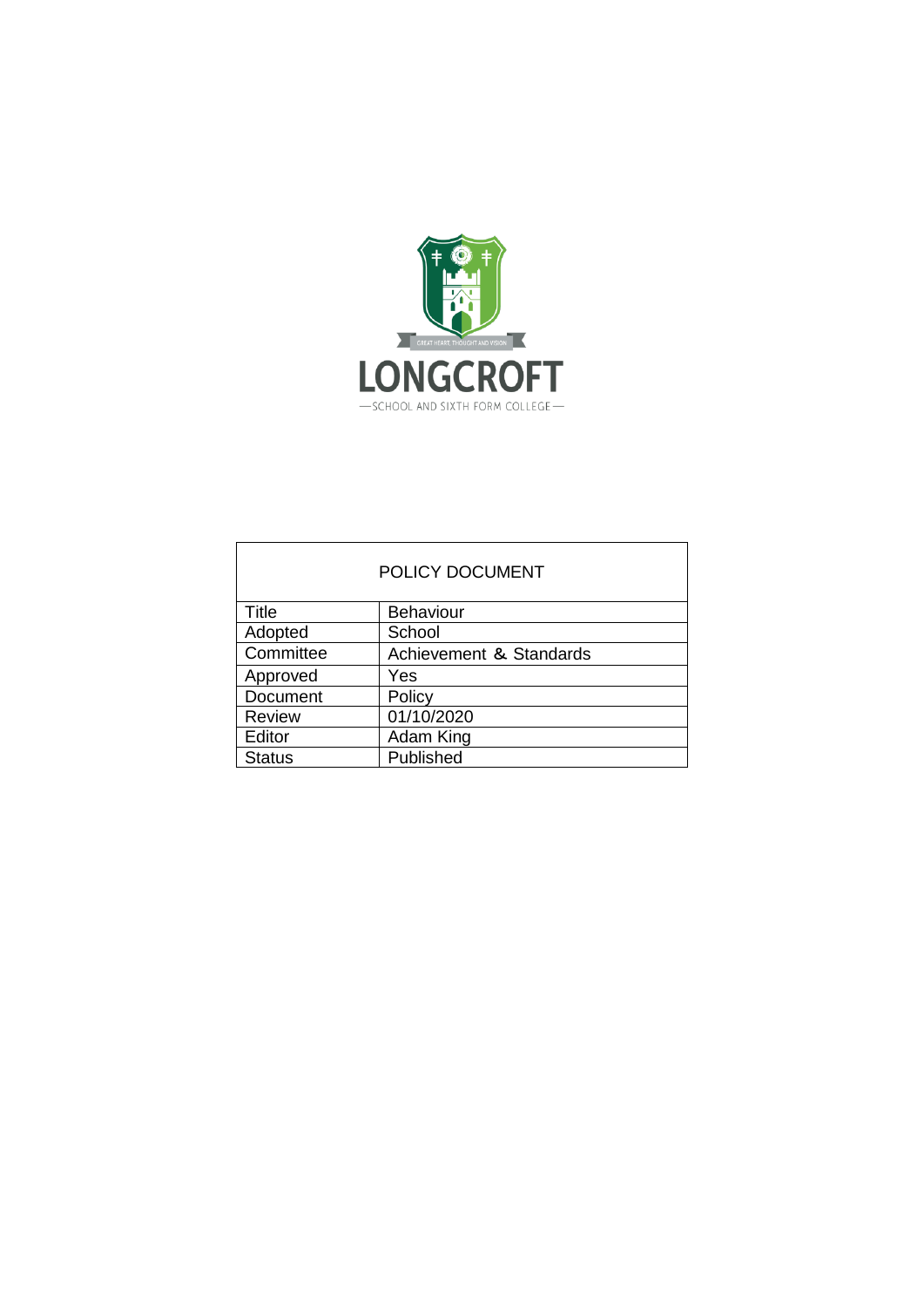LONGCROFT

SCHOOL AND SIXTH FORM COLLEGE

| POLICY DOCUMENT | |
|---|---|
| Title | Behaviour |
| Adopted | School |
| Committee | Achievement & Standards |
| Approved | Yes |
| Document | Policy |
| Review | 01/10/2020 |
| Editor | Adam King |
| Status | Published |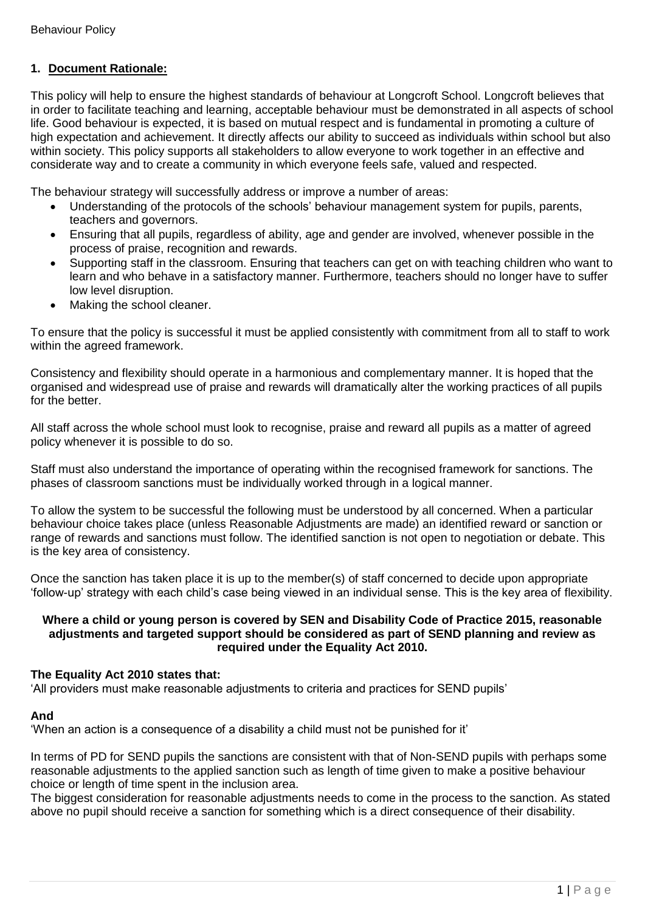## 1. Document Rationale:

This policy will help to ensure the highest standards of behaviour at Longcroft School. Longcroft believes that in order to facilitate teaching and learning, acceptable behaviour must be demonstrated in all aspects of school life. Good behaviour is expected, it is based on mutual respect and is fundamental in promoting a culture of high expectation and achievement. It directly affects our ability to succeed as individuals within school but also within society. This policy supports all stakeholders to allow everyone to work together in an effective and considerate way and to create a community in which everyone feels safe, valued and respected.

The behaviour strategy will successfully address or improve a number of areas:

- Understanding of the protocols of the schools' behaviour management system for pupils, parents, teachers and governors.
- Ensuring that all pupils, regardless of ability, age and gender are involved, whenever possible in the process of praise, recognition and rewards.
- Supporting staff in the classroom. Ensuring that teachers can get on with teaching children who want to learn and who behave in a satisfactory manner. Furthermore, teachers should no longer have to suffer low level disruption.
- Making the school cleaner.

To ensure that the policy is successful it must be applied consistently with commitment from all to staff to work within the agreed framework.

Consistency and flexibility should operate in a harmonious and complementary manner. It is hoped that the organised and widespread use of praise and rewards will dramatically alter the working practices of all pupils for the better.

All staff across the whole school must look to recognise, praise and reward all pupils as a matter of agreed policy whenever it is possible to do so.

Staff must also understand the importance of operating within the recognised framework for sanctions. The phases of classroom sanctions must be individually worked through in a logical manner.

To allow the system to be successful the following must be understood by all concerned. When a particular behaviour choice takes place (unless Reasonable Adjustments are made) an identified reward or sanction or range of rewards and sanctions must follow. The identified sanction is not open to negotiation or debate. This is the key area of consistency.

Once the sanction has taken place it is up to the member(s) of staff concerned to decide upon appropriate 'follow-up' strategy with each child's case being viewed in an individual sense. This is the key area of flexibility.

**Where a child or young person is covered by SEN and Disability Code of Practice 2015, reasonable adjustments and targeted support should be considered as part of SEND planning and review as required under the Equality Act 2010.**

**The Equality Act 2010 states that:**
'All providers must make reasonable adjustments to criteria and practices for SEND pupils'

**And**
'When an action is a consequence of a disability a child must not be punished for it'

In terms of PD for SEND pupils the sanctions are consistent with that of Non-SEND pupils with perhaps some reasonable adjustments to the applied sanction such as length of time given to make a positive behaviour choice or length of time spent in the inclusion area.

The biggest consideration for reasonable adjustments needs to come in the process to the sanction. As stated above no pupil should receive a sanction for something which is a direct consequence of their disability.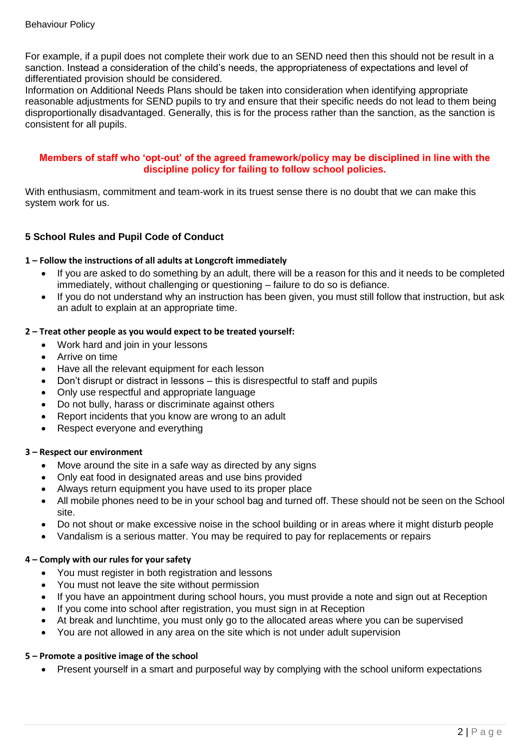For example, if a pupil does not complete their work due to an SEND need then this should not be result in a sanction. Instead a consideration of the child's needs, the appropriateness of expectations and level of differentiated provision should be considered.
Information on Additional Needs Plans should be taken into consideration when identifying appropriate reasonable adjustments for SEND pupils to try and ensure that their specific needs do not lead to them being disproportionally disadvantaged. Generally, this is for the process rather than the sanction, as the sanction is consistent for all pupils.

**Members of staff who 'opt-out' of the agreed framework/policy may be disciplined in line with the discipline policy for failing to follow school policies.**

With enthusiasm, commitment and team-work in its truest sense there is no doubt that we can make this system work for us.

### 5 School Rules and Pupil Code of Conduct

**1 – Follow the instructions of all adults at Longcroft immediately**

- If you are asked to do something by an adult, there will be a reason for this and it needs to be completed immediately, without challenging or questioning – failure to do so is defiance.
- If you do not understand why an instruction has been given, you must still follow that instruction, but ask an adult to explain at an appropriate time.

**2 – Treat other people as you would expect to be treated yourself:**

- Work hard and join in your lessons
- Arrive on time
- Have all the relevant equipment for each lesson
- Don't disrupt or distract in lessons – this is disrespectful to staff and pupils
- Only use respectful and appropriate language
- Do not bully, harass or discriminate against others
- Report incidents that you know are wrong to an adult
- Respect everyone and everything

**3 – Respect our environment**

- Move around the site in a safe way as directed by any signs
- Only eat food in designated areas and use bins provided
- Always return equipment you have used to its proper place
- All mobile phones need to be in your school bag and turned off. These should not be seen on the School site.
- Do not shout or make excessive noise in the school building or in areas where it might disturb people
- Vandalism is a serious matter. You may be required to pay for replacements or repairs

**4 – Comply with our rules for your safety**

- You must register in both registration and lessons
- You must not leave the site without permission
- If you have an appointment during school hours, you must provide a note and sign out at Reception
- If you come into school after registration, you must sign in at Reception
- At break and lunchtime, you must only go to the allocated areas where you can be supervised
- You are not allowed in any area on the site which is not under adult supervision

**5 – Promote a positive image of the school**

- Present yourself in a smart and purposeful way by complying with the school uniform expectations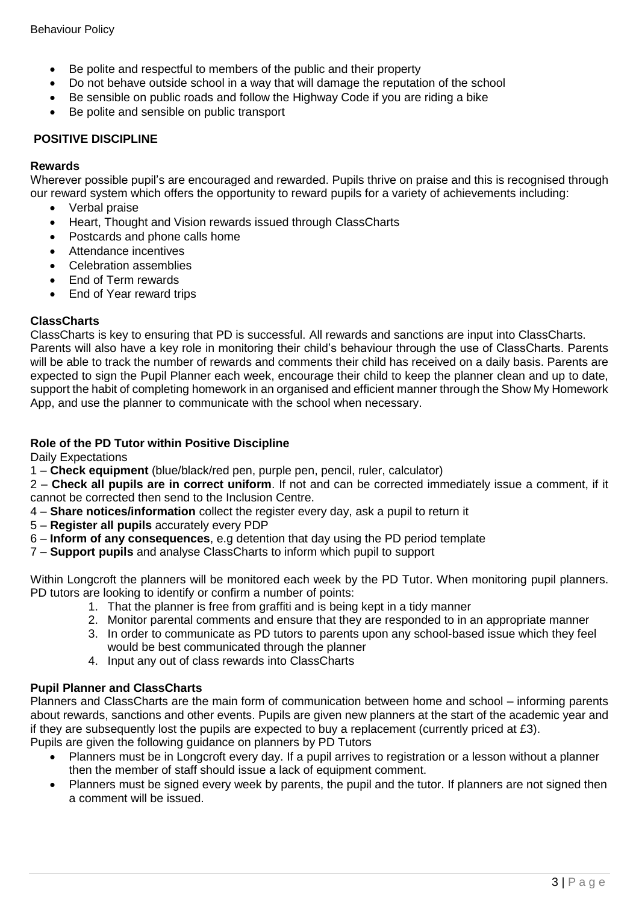- Be polite and respectful to members of the public and their property
- Do not behave outside school in a way that will damage the reputation of the school
- Be sensible on public roads and follow the Highway Code if you are riding a bike
- Be polite and sensible on public transport

## POSITIVE DISCIPLINE

### Rewards

Wherever possible pupil's are encouraged and rewarded. Pupils thrive on praise and this is recognised through our reward system which offers the opportunity to reward pupils for a variety of achievements including:

- Verbal praise
- Heart, Thought and Vision rewards issued through ClassCharts
- Postcards and phone calls home
- Attendance incentives
- Celebration assemblies
- End of Term rewards
- End of Year reward trips

### ClassCharts

ClassCharts is key to ensuring that PD is successful. All rewards and sanctions are input into ClassCharts. Parents will also have a key role in monitoring their child's behaviour through the use of ClassCharts. Parents will be able to track the number of rewards and comments their child has received on a daily basis. Parents are expected to sign the Pupil Planner each week, encourage their child to keep the planner clean and up to date, support the habit of completing homework in an organised and efficient manner through the Show My Homework App, and use the planner to communicate with the school when necessary.

### Role of the PD Tutor within Positive Discipline

Daily Expectations

1 – **Check equipment** (blue/black/red pen, purple pen, pencil, ruler, calculator)

2 – **Check all pupils are in correct uniform**. If not and can be corrected immediately issue a comment, if it cannot be corrected then send to the Inclusion Centre.

4 – **Share notices/information** collect the register every day, ask a pupil to return it

5 – **Register all pupils** accurately every PDP

6 – **Inform of any consequences**, e.g detention that day using the PD period template

7 – **Support pupils** and analyse ClassCharts to inform which pupil to support

Within Longcroft the planners will be monitored each week by the PD Tutor. When monitoring pupil planners. PD tutors are looking to identify or confirm a number of points:

1. That the planner is free from graffiti and is being kept in a tidy manner
2. Monitor parental comments and ensure that they are responded to in an appropriate manner
3. In order to communicate as PD tutors to parents upon any school-based issue which they feel would be best communicated through the planner
4. Input any out of class rewards into ClassCharts

### Pupil Planner and ClassCharts

Planners and ClassCharts are the main form of communication between home and school – informing parents about rewards, sanctions and other events. Pupils are given new planners at the start of the academic year and if they are subsequently lost the pupils are expected to buy a replacement (currently priced at £3).

Pupils are given the following guidance on planners by PD Tutors

- Planners must be in Longcroft every day. If a pupil arrives to registration or a lesson without a planner then the member of staff should issue a lack of equipment comment.
- Planners must be signed every week by parents, the pupil and the tutor. If planners are not signed then a comment will be issued.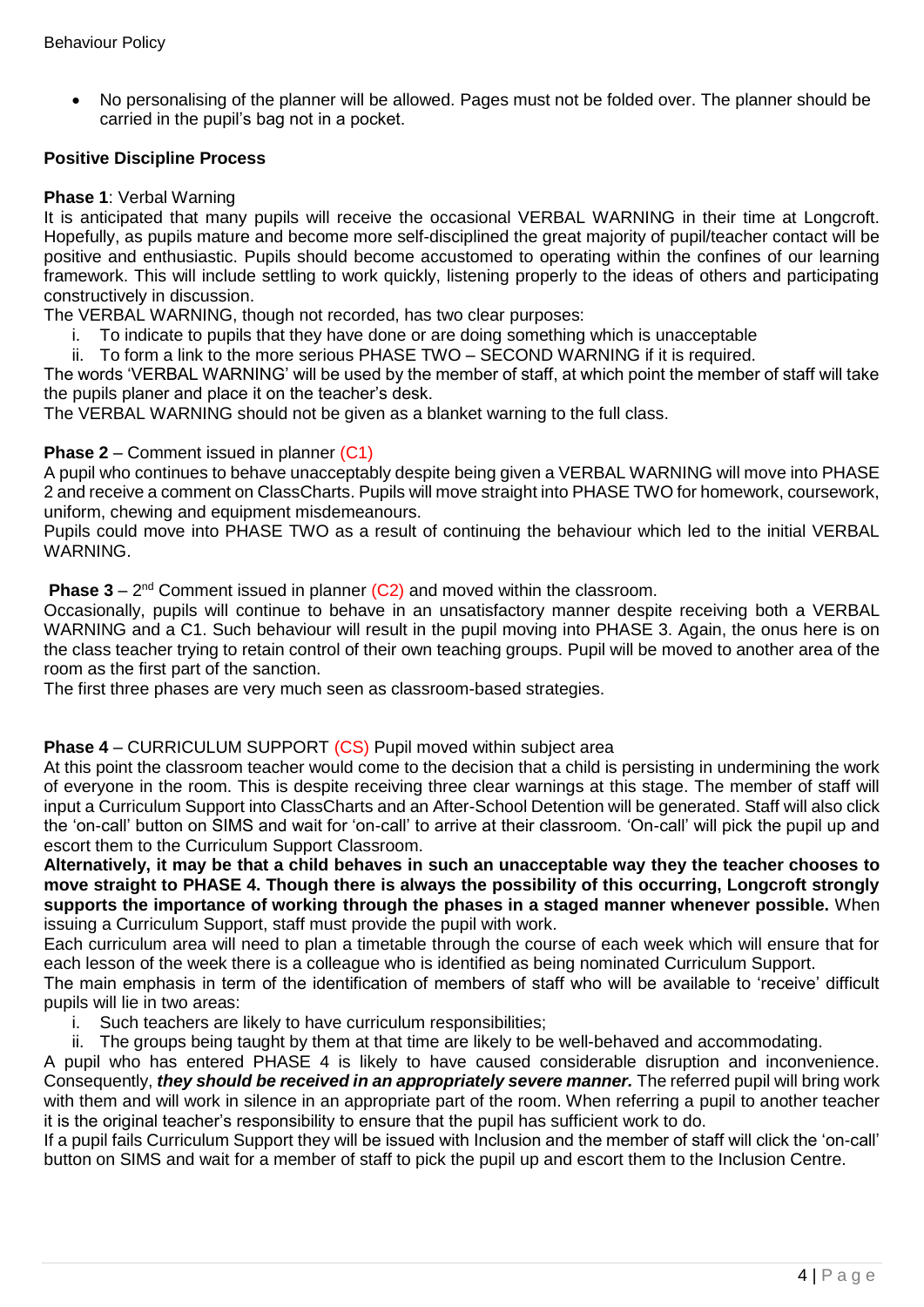- No personalising of the planner will be allowed. Pages must not be folded over. The planner should be carried in the pupil's bag not in a pocket.

**Positive Discipline Process**

**Phase 1**: Verbal Warning

It is anticipated that many pupils will receive the occasional VERBAL WARNING in their time at Longcroft. Hopefully, as pupils mature and become more self-disciplined the great majority of pupil/teacher contact will be positive and enthusiastic. Pupils should become accustomed to operating within the confines of our learning framework. This will include settling to work quickly, listening properly to the ideas of others and participating constructively in discussion.

The VERBAL WARNING, though not recorded, has two clear purposes:

i. To indicate to pupils that they have done or are doing something which is unacceptable
ii. To form a link to the more serious PHASE TWO – SECOND WARNING if it is required.

The words 'VERBAL WARNING' will be used by the member of staff, at which point the member of staff will take the pupils planer and place it on the teacher's desk.

The VERBAL WARNING should not be given as a blanket warning to the full class.

**Phase 2** – Comment issued in planner (C1)

A pupil who continues to behave unacceptably despite being given a VERBAL WARNING will move into PHASE 2 and receive a comment on ClassCharts. Pupils will move straight into PHASE TWO for homework, coursework, uniform, chewing and equipment misdemeanours.

Pupils could move into PHASE TWO as a result of continuing the behaviour which led to the initial VERBAL WARNING.

**Phase 3** – 2nd Comment issued in planner (C2) and moved within the classroom.

Occasionally, pupils will continue to behave in an unsatisfactory manner despite receiving both a VERBAL WARNING and a C1. Such behaviour will result in the pupil moving into PHASE 3. Again, the onus here is on the class teacher trying to retain control of their own teaching groups. Pupil will be moved to another area of the room as the first part of the sanction.

The first three phases are very much seen as classroom-based strategies.

**Phase 4** – CURRICULUM SUPPORT (CS) Pupil moved within subject area

At this point the classroom teacher would come to the decision that a child is persisting in undermining the work of everyone in the room. This is despite receiving three clear warnings at this stage. The member of staff will input a Curriculum Support into ClassCharts and an After-School Detention will be generated. Staff will also click the 'on-call' button on SIMS and wait for 'on-call' to arrive at their classroom. 'On-call' will pick the pupil up and escort them to the Curriculum Support Classroom.

**Alternatively, it may be that a child behaves in such an unacceptable way they the teacher chooses to move straight to PHASE 4. Though there is always the possibility of this occurring, Longcroft strongly supports the importance of working through the phases in a staged manner whenever possible.** When issuing a Curriculum Support, staff must provide the pupil with work.

Each curriculum area will need to plan a timetable through the course of each week which will ensure that for each lesson of the week there is a colleague who is identified as being nominated Curriculum Support.

The main emphasis in term of the identification of members of staff who will be available to 'receive' difficult pupils will lie in two areas:

i. Such teachers are likely to have curriculum responsibilities;
ii. The groups being taught by them at that time are likely to be well-behaved and accommodating.

A pupil who has entered PHASE 4 is likely to have caused considerable disruption and inconvenience. Consequently, ***they should be received in an appropriately severe manner.*** The referred pupil will bring work with them and will work in silence in an appropriate part of the room. When referring a pupil to another teacher it is the original teacher's responsibility to ensure that the pupil has sufficient work to do.

If a pupil fails Curriculum Support they will be issued with Inclusion and the member of staff will click the 'on-call' button on SIMS and wait for a member of staff to pick the pupil up and escort them to the Inclusion Centre.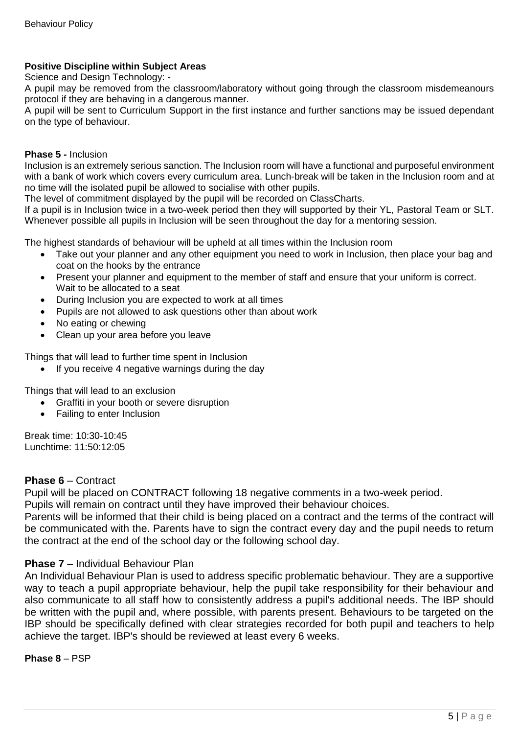**Positive Discipline within Subject Areas**

Science and Design Technology: -

A pupil may be removed from the classroom/laboratory without going through the classroom misdemeanours protocol if they are behaving in a dangerous manner.

A pupil will be sent to Curriculum Support in the first instance and further sanctions may be issued dependant on the type of behaviour.

**Phase 5 -** Inclusion

Inclusion is an extremely serious sanction. The Inclusion room will have a functional and purposeful environment with a bank of work which covers every curriculum area. Lunch-break will be taken in the Inclusion room and at no time will the isolated pupil be allowed to socialise with other pupils.

The level of commitment displayed by the pupil will be recorded on ClassCharts.

If a pupil is in Inclusion twice in a two-week period then they will supported by their YL, Pastoral Team or SLT. Whenever possible all pupils in Inclusion will be seen throughout the day for a mentoring session.

The highest standards of behaviour will be upheld at all times within the Inclusion room

- Take out your planner and any other equipment you need to work in Inclusion, then place your bag and coat on the hooks by the entrance
- Present your planner and equipment to the member of staff and ensure that your uniform is correct. Wait to be allocated to a seat
- During Inclusion you are expected to work at all times
- Pupils are not allowed to ask questions other than about work
- No eating or chewing
- Clean up your area before you leave

Things that will lead to further time spent in Inclusion

- If you receive 4 negative warnings during the day

Things that will lead to an exclusion

- Graffiti in your booth or severe disruption
- Failing to enter Inclusion

Break time: 10:30-10:45
Lunchtime: 11:50:12:05

**Phase 6** – Contract

Pupil will be placed on CONTRACT following 18 negative comments in a two-week period.

Pupils will remain on contract until they have improved their behaviour choices.

Parents will be informed that their child is being placed on a contract and the terms of the contract will be communicated with the. Parents have to sign the contract every day and the pupil needs to return the contract at the end of the school day or the following school day.

**Phase 7** – Individual Behaviour Plan

An Individual Behaviour Plan is used to address specific problematic behaviour. They are a supportive way to teach a pupil appropriate behaviour, help the pupil take responsibility for their behaviour and also communicate to all staff how to consistently address a pupil's additional needs. The IBP should be written with the pupil and, where possible, with parents present. Behaviours to be targeted on the IBP should be specifically defined with clear strategies recorded for both pupil and teachers to help achieve the target. IBP's should be reviewed at least every 6 weeks.

**Phase 8** – PSP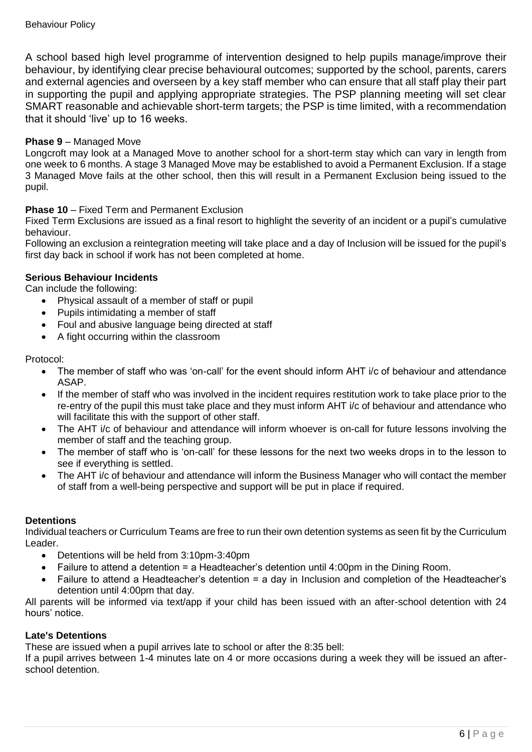A school based high level programme of intervention designed to help pupils manage/improve their behaviour, by identifying clear precise behavioural outcomes; supported by the school, parents, carers and external agencies and overseen by a key staff member who can ensure that all staff play their part in supporting the pupil and applying appropriate strategies. The PSP planning meeting will set clear SMART reasonable and achievable short-term targets; the PSP is time limited, with a recommendation that it should 'live' up to 16 weeks.

**Phase 9** – Managed Move

Longcroft may look at a Managed Move to another school for a short-term stay which can vary in length from one week to 6 months. A stage 3 Managed Move may be established to avoid a Permanent Exclusion. If a stage 3 Managed Move fails at the other school, then this will result in a Permanent Exclusion being issued to the pupil.

**Phase 10** – Fixed Term and Permanent Exclusion

Fixed Term Exclusions are issued as a final resort to highlight the severity of an incident or a pupil's cumulative behaviour.

Following an exclusion a reintegration meeting will take place and a day of Inclusion will be issued for the pupil's first day back in school if work has not been completed at home.

**Serious Behaviour Incidents**

Can include the following:

- Physical assault of a member of staff or pupil
- Pupils intimidating a member of staff
- Foul and abusive language being directed at staff
- A fight occurring within the classroom

Protocol:

- The member of staff who was 'on-call' for the event should inform AHT i/c of behaviour and attendance ASAP.
- If the member of staff who was involved in the incident requires restitution work to take place prior to the re-entry of the pupil this must take place and they must inform AHT i/c of behaviour and attendance who will facilitate this with the support of other staff.
- The AHT i/c of behaviour and attendance will inform whoever is on-call for future lessons involving the member of staff and the teaching group.
- The member of staff who is 'on-call' for these lessons for the next two weeks drops in to the lesson to see if everything is settled.
- The AHT i/c of behaviour and attendance will inform the Business Manager who will contact the member of staff from a well-being perspective and support will be put in place if required.

**Detentions**

Individual teachers or Curriculum Teams are free to run their own detention systems as seen fit by the Curriculum Leader.

- Detentions will be held from 3:10pm-3:40pm
- Failure to attend a detention = a Headteacher's detention until 4:00pm in the Dining Room.
- Failure to attend a Headteacher's detention = a day in Inclusion and completion of the Headteacher's detention until 4:00pm that day.

All parents will be informed via text/app if your child has been issued with an after-school detention with 24 hours' notice.

**Late's Detentions**

These are issued when a pupil arrives late to school or after the 8:35 bell:

If a pupil arrives between 1-4 minutes late on 4 or more occasions during a week they will be issued an after-school detention.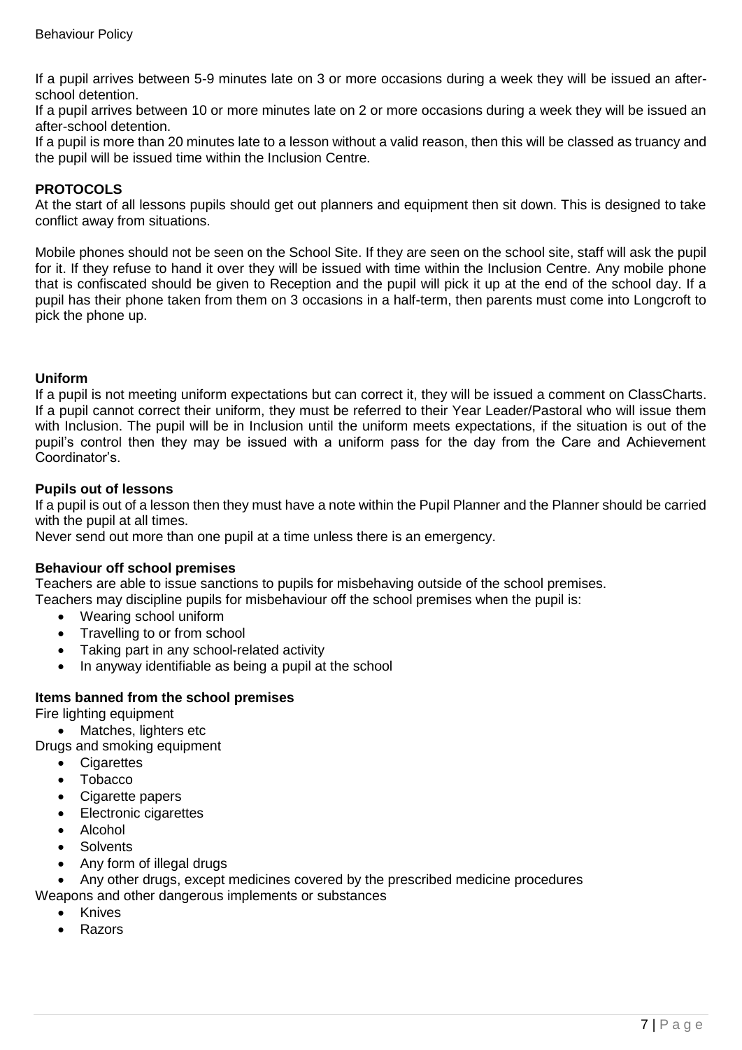If a pupil arrives between 5-9 minutes late on 3 or more occasions during a week they will be issued an after-school detention.
If a pupil arrives between 10 or more minutes late on 2 or more occasions during a week they will be issued an after-school detention.
If a pupil is more than 20 minutes late to a lesson without a valid reason, then this will be classed as truancy and the pupil will be issued time within the Inclusion Centre.

**PROTOCOLS**

At the start of all lessons pupils should get out planners and equipment then sit down. This is designed to take conflict away from situations.

Mobile phones should not be seen on the School Site. If they are seen on the school site, staff will ask the pupil for it. If they refuse to hand it over they will be issued with time within the Inclusion Centre. Any mobile phone that is confiscated should be given to Reception and the pupil will pick it up at the end of the school day. If a pupil has their phone taken from them on 3 occasions in a half-term, then parents must come into Longcroft to pick the phone up.

**Uniform**

If a pupil is not meeting uniform expectations but can correct it, they will be issued a comment on ClassCharts. If a pupil cannot correct their uniform, they must be referred to their Year Leader/Pastoral who will issue them with Inclusion. The pupil will be in Inclusion until the uniform meets expectations, if the situation is out of the pupil's control then they may be issued with a uniform pass for the day from the Care and Achievement Coordinator's.

**Pupils out of lessons**

If a pupil is out of a lesson then they must have a note within the Pupil Planner and the Planner should be carried with the pupil at all times.
Never send out more than one pupil at a time unless there is an emergency.

**Behaviour off school premises**

Teachers are able to issue sanctions to pupils for misbehaving outside of the school premises.
Teachers may discipline pupils for misbehaviour off the school premises when the pupil is:

- Wearing school uniform
- Travelling to or from school
- Taking part in any school-related activity
- In anyway identifiable as being a pupil at the school

**Items banned from the school premises**

Fire lighting equipment

- Matches, lighters etc

Drugs and smoking equipment

- Cigarettes
- Tobacco
- Cigarette papers
- Electronic cigarettes
- Alcohol
- Solvents
- Any form of illegal drugs
- Any other drugs, except medicines covered by the prescribed medicine procedures

Weapons and other dangerous implements or substances

- Knives
- Razors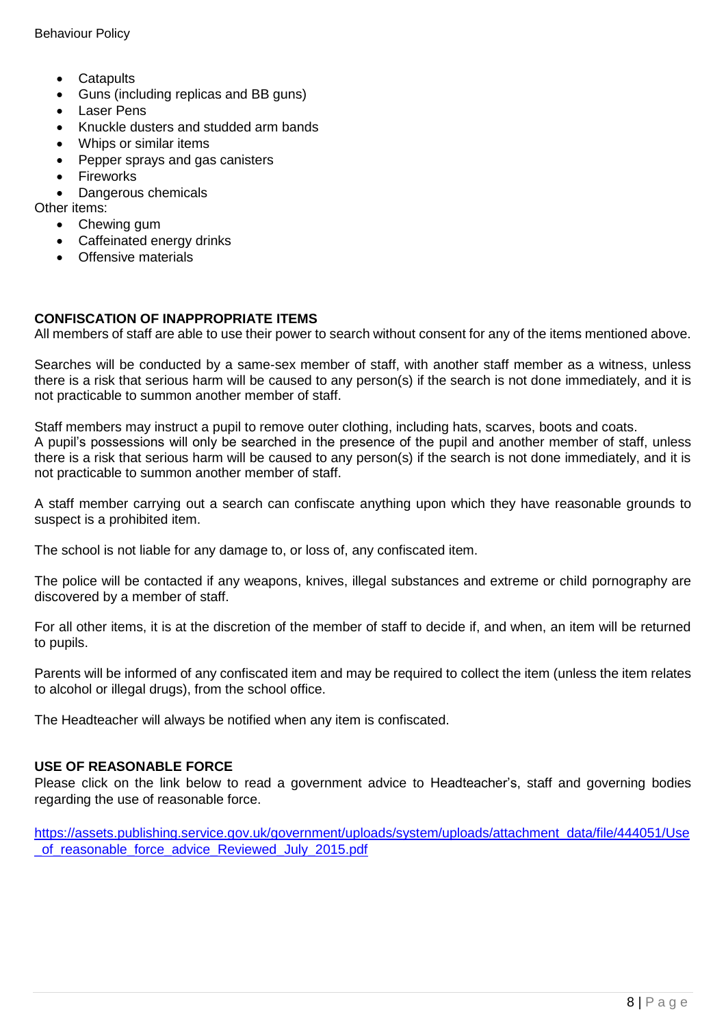- Catapults
- Guns (including replicas and BB guns)
- Laser Pens
- Knuckle dusters and studded arm bands
- Whips or similar items
- Pepper sprays and gas canisters
- Fireworks
- Dangerous chemicals

Other items:

- Chewing gum
- Caffeinated energy drinks
- Offensive materials

**CONFISCATION OF INAPPROPRIATE ITEMS**

All members of staff are able to use their power to search without consent for any of the items mentioned above.

Searches will be conducted by a same-sex member of staff, with another staff member as a witness, unless there is a risk that serious harm will be caused to any person(s) if the search is not done immediately, and it is not practicable to summon another member of staff.

Staff members may instruct a pupil to remove outer clothing, including hats, scarves, boots and coats.
A pupil's possessions will only be searched in the presence of the pupil and another member of staff, unless there is a risk that serious harm will be caused to any person(s) if the search is not done immediately, and it is not practicable to summon another member of staff.

A staff member carrying out a search can confiscate anything upon which they have reasonable grounds to suspect is a prohibited item.

The school is not liable for any damage to, or loss of, any confiscated item.

The police will be contacted if any weapons, knives, illegal substances and extreme or child pornography are discovered by a member of staff.

For all other items, it is at the discretion of the member of staff to decide if, and when, an item will be returned to pupils.

Parents will be informed of any confiscated item and may be required to collect the item (unless the item relates to alcohol or illegal drugs), from the school office.

The Headteacher will always be notified when any item is confiscated.

**USE OF REASONABLE FORCE**

Please click on the link below to read a government advice to Headteacher's, staff and governing bodies regarding the use of reasonable force.

[https://assets.publishing.service.gov.uk/government/uploads/system/uploads/attachment_data/file/444051/Use_of_reasonable_force_advice_Reviewed_July_2015.pdf](https://assets.publishing.service.gov.uk/government/uploads/system/uploads/attachment_data/file/444051/Use_of_reasonable_force_advice_Reviewed_July_2015.pdf)